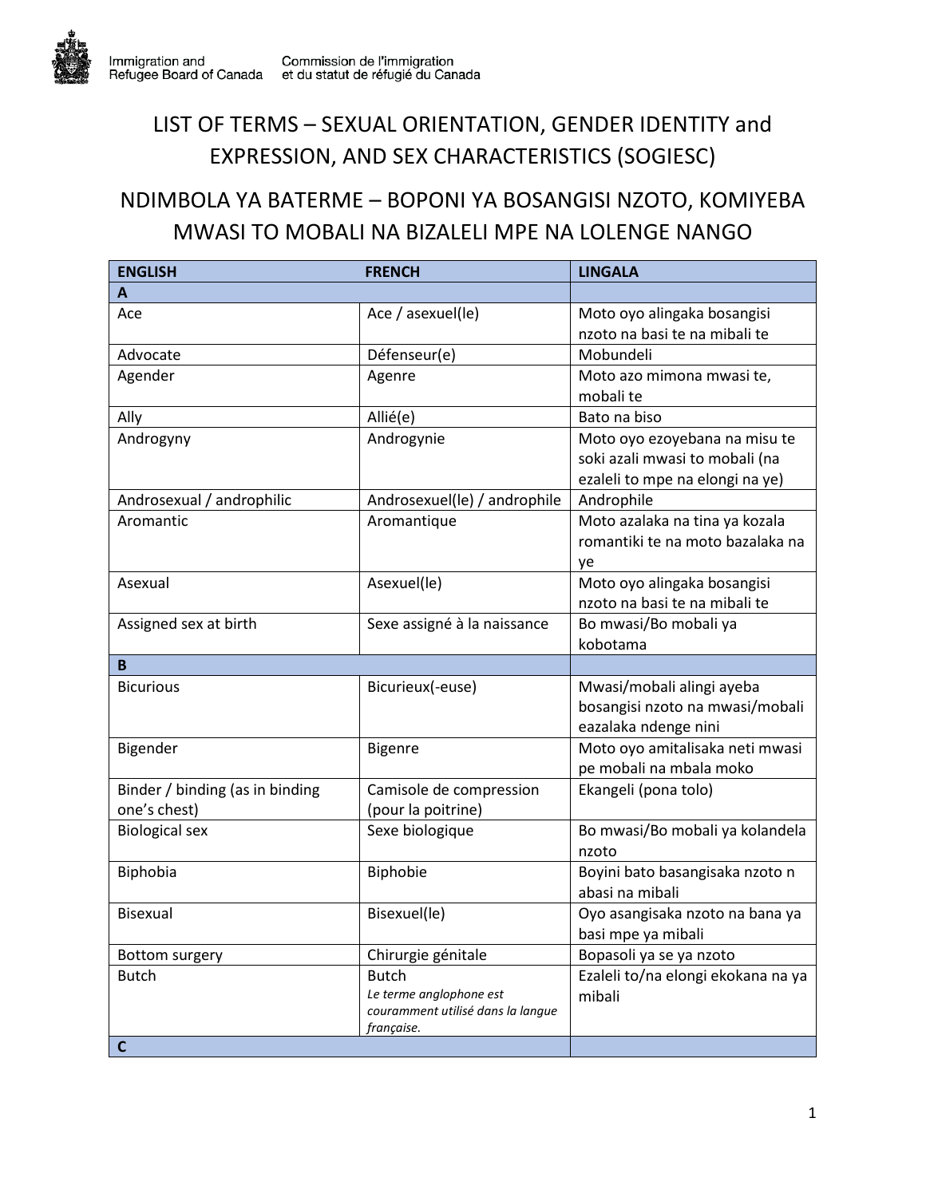Immigration and Refugee Board of Canada | Commission de l'immigration et du statut de réfugié du Canada

# LIST OF TERMS – SEXUAL ORIENTATION, GENDER IDENTITY and EXPRESSION, AND SEX CHARACTERISTICS (SOGIESC)

# NDIMBOLA YA BATERME – BOPONI YA BOSANGISI NZOTO, KOMIYEBA MWASI TO MOBALI NA BIZALELI MPE NA LOLENGE NANGO

| ENGLISH | FRENCH | LINGALA |
|---|---|---|
| **A** | | |
| Ace | Ace / asexuel(le) | Moto oyo alingaka bosangisi nzoto na basi te na mibali te |
| Advocate | Défenseur(e) | Mobundeli |
| Agender | Agenre | Moto azo mimona mwasi te, mobali te |
| Ally | Allié(e) | Bato na biso |
| Androgyny | Androgynie | Moto oyo ezoyebana na misu te soki azali mwasi to mobali (na ezaleli to mpe na elongi na ye) |
| Androsexual / androphilic | Androsexuel(le) / androphile | Androphile |
| Aromantic | Aromantique | Moto azalaka na tina ya kozala romantiki te na moto bazalaka na ye |
| Asexual | Asexuel(le) | Moto oyo alingaka bosangisi nzoto na basi te na mibali te |
| Assigned sex at birth | Sexe assigné à la naissance | Bo mwasi/Bo mobali ya kobotama |
| **B** | | |
| Bicurious | Bicurieux(-euse) | Mwasi/mobali alingi ayeba bosangisi nzoto na mwasi/mobali eazalaka ndenge nini |
| Bigender | Bigenre | Moto oyo amitalisaka neti mwasi pe mobali na mbala moko |
| Binder / binding (as in binding one's chest) | Camisole de compression (pour la poitrine) | Ekangeli (pona tolo) |
| Biological sex | Sexe biologique | Bo mwasi/Bo mobali ya kolandela nzoto |
| Biphobia | Biphobie | Boyini bato basangisaka nzoto n abasi na mibali |
| Bisexual | Bisexuel(le) | Oyo asangisaka nzoto na bana ya basi mpe ya mibali |
| Bottom surgery | Chirurgie génitale | Bopasoli ya se ya nzoto |
| Butch | Butch *Le terme anglophone est couramment utilisé dans la langue française.* | Ezaleli to/na elongi ekokana na ya mibali |
| **C** | | |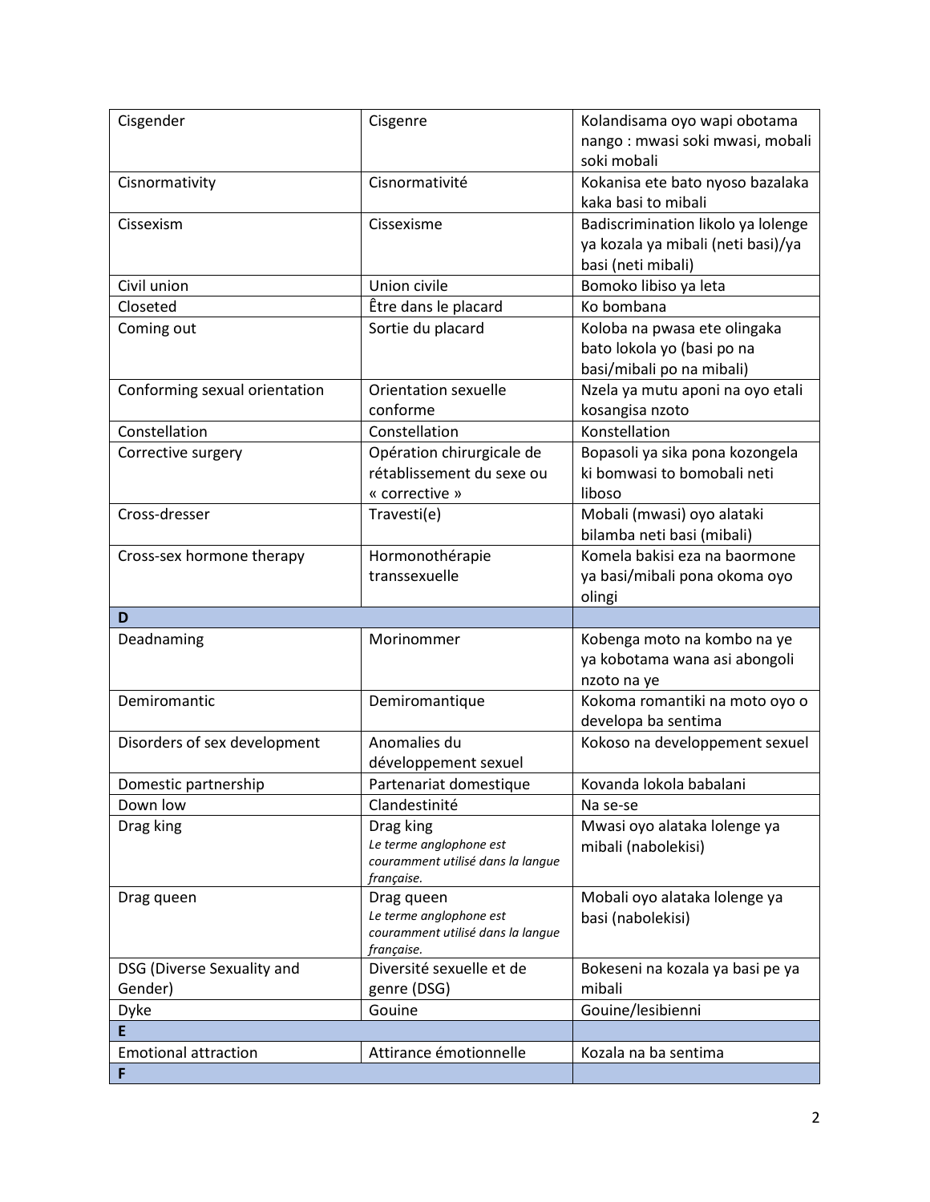| | | |
|---|---|---|
| Cisgender | Cisgenre | Kolandisama oyo wapi obotama nango : mwasi soki mwasi, mobali soki mobali |
| Cisnormativity | Cisnormativité | Kokanisa ete bato nyoso bazalaka kaka basi to mibali |
| Cissexism | Cissexisme | Badiscrimination likolo ya lolenge ya kozala ya mibali (neti basi)/ya basi (neti mibali) |
| Civil union | Union civile | Bomoko libiso ya leta |
| Closeted | Être dans le placard | Ko bombana |
| Coming out | Sortie du placard | Koloba na pwasa ete olingaka bato lokola yo (basi po na basi/mibali po na mibali) |
| Conforming sexual orientation | Orientation sexuelle conforme | Nzela ya mutu aponi na oyo etali kosangisa nzoto |
| Constellation | Constellation | Konstellation |
| Corrective surgery | Opération chirurgicale de rétablissement du sexe ou « corrective » | Bopasoli ya sika pona kozongela ki bomwasi to bomobali neti liboso |
| Cross-dresser | Travesti(e) | Mobali (mwasi) oyo alataki bilamba neti basi (mibali) |
| Cross-sex hormone therapy | Hormonothérapie transsexuelle | Komela bakisi eza na baormone ya basi/mibali pona okoma oyo olingi |
| **D** | | |
| Deadnaming | Morinommer | Kobenga moto na kombo na ye ya kobotama wana asi abongoli nzoto na ye |
| Demiromantic | Demiromantique | Kokoma romantiki na moto oyo o developa ba sentima |
| Disorders of sex development | Anomalies du développement sexuel | Kokoso na developpement sexuel |
| Domestic partnership | Partenariat domestique | Kovanda lokola babalani |
| Down low | Clandestinité | Na se-se |
| Drag king | Drag king<br>*Le terme anglophone est couramment utilisé dans la langue française.* | Mwasi oyo alataka lolenge ya mibali (nabolekisi) |
| Drag queen | Drag queen<br>*Le terme anglophone est couramment utilisé dans la langue française.* | Mobali oyo alataka lolenge ya basi (nabolekisi) |
| DSG (Diverse Sexuality and Gender) | Diversité sexuelle et de genre (DSG) | Bokeseni na kozala ya basi pe ya mibali |
| Dyke | Gouine | Gouine/lesibienni |
| **E** | | |
| Emotional attraction | Attirance émotionnelle | Kozala na ba sentima |
| **F** | | |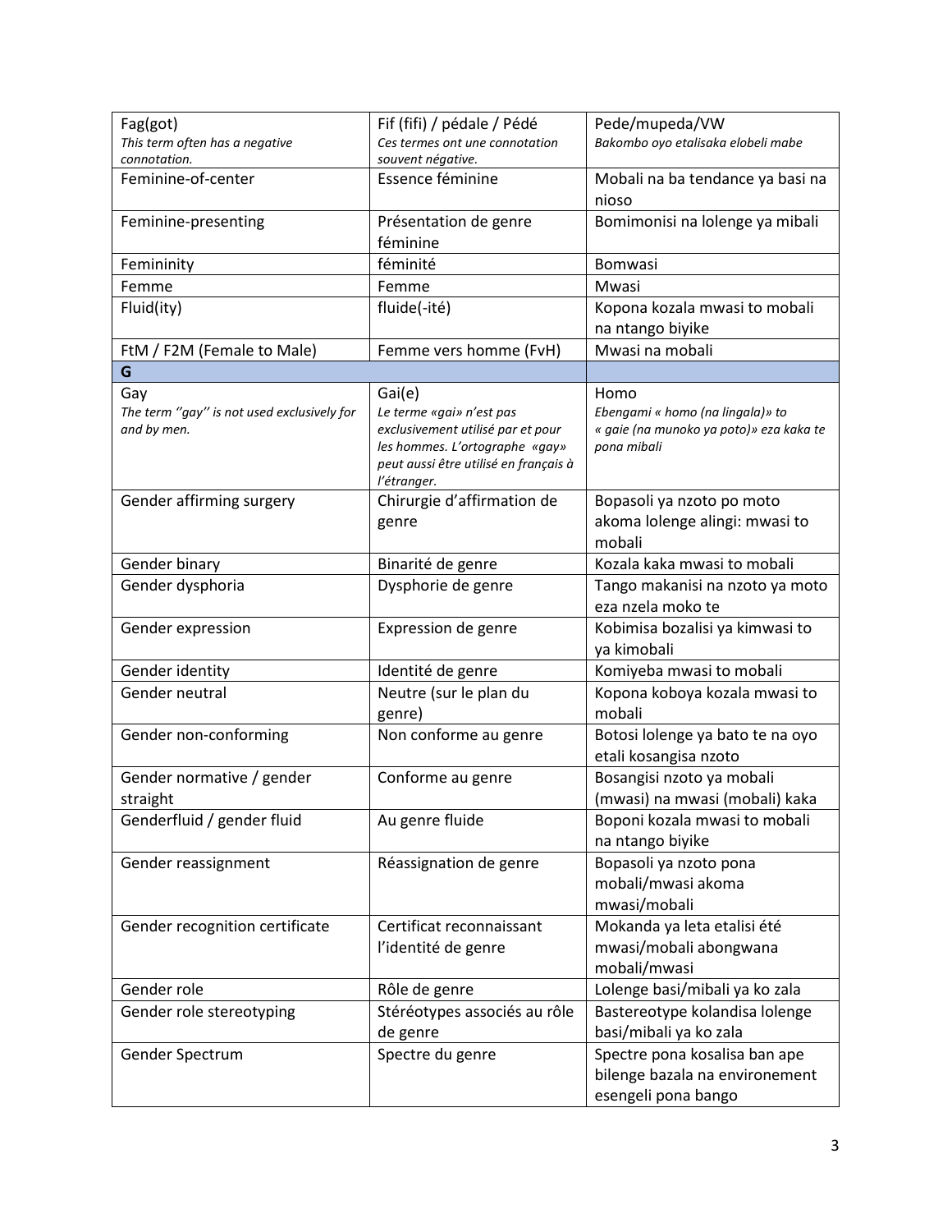| | | |
|---|---|---|
| Fag(got)<br>*This term often has a negative connotation.* | Fif (fifi) / pédale / Pédé<br>*Ces termes ont une connotation souvent négative.* | Pede/mupeda/VW<br>*Bakombo oyo etalisaka elobeli mabe* |
| Feminine-of-center | Essence féminine | Mobali na ba tendance ya basi na nioso |
| Feminine-presenting | Présentation de genre féminine | Bomimonisi na lolenge ya mibali |
| Femininity | féminité | Bomwasi |
| Femme | Femme | Mwasi |
| Fluid(ity) | fluide(-ité) | Kopona kozala mwasi to mobali na ntango biyike |
| FtM / F2M (Female to Male) | Femme vers homme (FvH) | Mwasi na mobali |
| **G** | | |
| Gay<br>*The term ''gay'' is not used exclusively for and by men.* | Gai(e)<br>*Le terme «gai» n'est pas exclusivement utilisé par et pour les hommes. L'ortographe «gay» peut aussi être utilisé en français à l'étranger.* | Homo<br>*Ebengami « homo (na lingala)» to « gaie (na munoko ya poto)» eza kaka te pona mibali* |
| Gender affirming surgery | Chirurgie d'affirmation de genre | Bopasoli ya nzoto po moto akoma lolenge alingi: mwasi to mobali |
| Gender binary | Binarité de genre | Kozala kaka mwasi to mobali |
| Gender dysphoria | Dysphorie de genre | Tango makanisi na nzoto ya moto eza nzela moko te |
| Gender expression | Expression de genre | Kobimisa bozalisi ya kimwasi to ya kimobali |
| Gender identity | Identité de genre | Komiyeba mwasi to mobali |
| Gender neutral | Neutre (sur le plan du genre) | Kopona koboya kozala mwasi to mobali |
| Gender non-conforming | Non conforme au genre | Botosi lolenge ya bato te na oyo etali kosangisa nzoto |
| Gender normative / gender straight | Conforme au genre | Bosangisi nzoto ya mobali (mwasi) na mwasi (mobali) kaka |
| Genderfluid / gender fluid | Au genre fluide | Boponi kozala mwasi to mobali na ntango biyike |
| Gender reassignment | Réassignation de genre | Bopasoli ya nzoto pona mobali/mwasi akoma mwasi/mobali |
| Gender recognition certificate | Certificat reconnaissant l'identité de genre | Mokanda ya leta etalisi été mwasi/mobali abongwana mobali/mwasi |
| Gender role | Rôle de genre | Lolenge basi/mibali ya ko zala |
| Gender role stereotyping | Stéréotypes associés au rôle de genre | Bastereotype kolandisa lolenge basi/mibali ya ko zala |
| Gender Spectrum | Spectre du genre | Spectre pona kosalisa ban ape bilenge bazala na environement esengeli pona bango |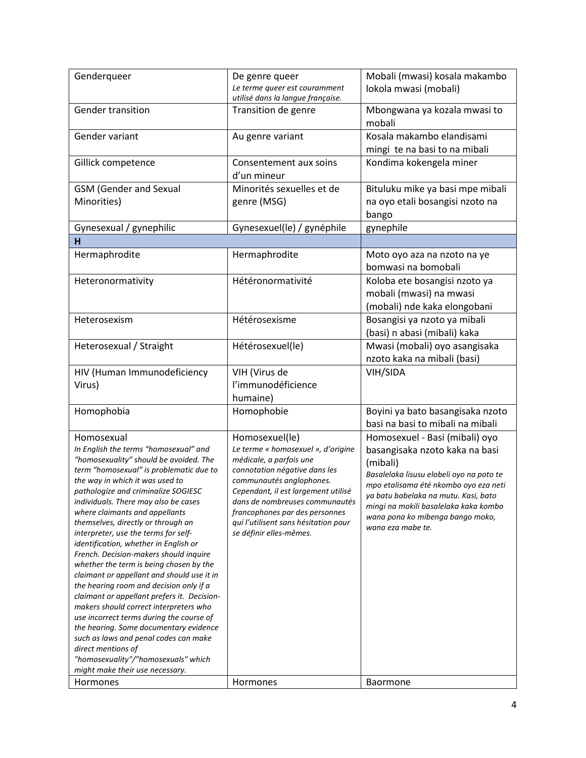| | | |
|---|---|---|
| Genderqueer | De genre queer *Le terme queer est couramment utilisé dans la langue française.* | Mobali (mwasi) kosala makambo lokola mwasi (mobali) |
| Gender transition | Transition de genre | Mbongwana ya kozala mwasi to mobali |
| Gender variant | Au genre variant | Kosala makambo elandisami mingi te na basi to na mibali |
| Gillick competence | Consentement aux soins d'un mineur | Kondima kokengela miner |
| GSM (Gender and Sexual Minorities) | Minorités sexuelles et de genre (MSG) | Bituluku mike ya basi mpe mibali na oyo etali bosangisi nzoto na bango |
| Gynesexual / gynephilic | Gynesexuel(le) / gynéphile | gynephile |
| **H** | | |
| Hermaphrodite | Hermaphrodite | Moto oyo aza na nzoto na ye bomwasi na bomobali |
| Heteronormativity | Hétéronormativité | Koloba ete bosangisi nzoto ya mobali (mwasi) na mwasi (mobali) nde kaka elongobani |
| Heterosexism | Hétérosexisme | Bosangisi ya nzoto ya mibali (basi) n abasi (mibali) kaka |
| Heterosexual / Straight | Hétérosexuel(le) | Mwasi (mobali) oyo asangisaka nzoto kaka na mibali (basi) |
| HIV (Human Immunodeficiency Virus) | VIH (Virus de l'immunodéficience humaine) | VIH/SIDA |
| Homophobia | Homophobie | Boyini ya bato basangisaka nzoto basi na basi to mibali na mibali |
| Homosexual *In English the terms "homosexual" and "homosexuality" should be avoided. The term "homosexual" is problematic due to the way in which it was used to pathologize and criminalize SOGIESC individuals. There may also be cases where claimants and appellants themselves, directly or through an interpreter, use the terms for self-identification, whether in English or French. Decision-makers should inquire whether the term is being chosen by the claimant or appellant and should use it in the hearing room and decision only if a claimant or appellant prefers it. Decision-makers should correct interpreters who use incorrect terms during the course of the hearing. Some documentary evidence such as laws and penal codes can make direct mentions of "homosexuality"/"homosexuals" which might make their use necessary.* | Homosexuel(le) *Le terme « homosexuel », d'origine médicale, a parfois une connotation négative dans les communautés anglophones. Cependant, il est largement utilisé dans de nombreuses communautés francophones par des personnes qui l'utilisent sans hésitation pour se définir elles-mêmes.* | Homosexuel - Basi (mibali) oyo basangisaka nzoto kaka na basi (mibali) *Basalelaka lisusu elobeli oyo na poto te mpo etalisama été nkombo oyo eza neti ya batu babelaka na mutu. Kasi, bato mingi na mokili basalelaka kaka kombo wana pona ko mibenga bango moko, wana eza mabe te.* |
| Hormones | Hormones | Baormone |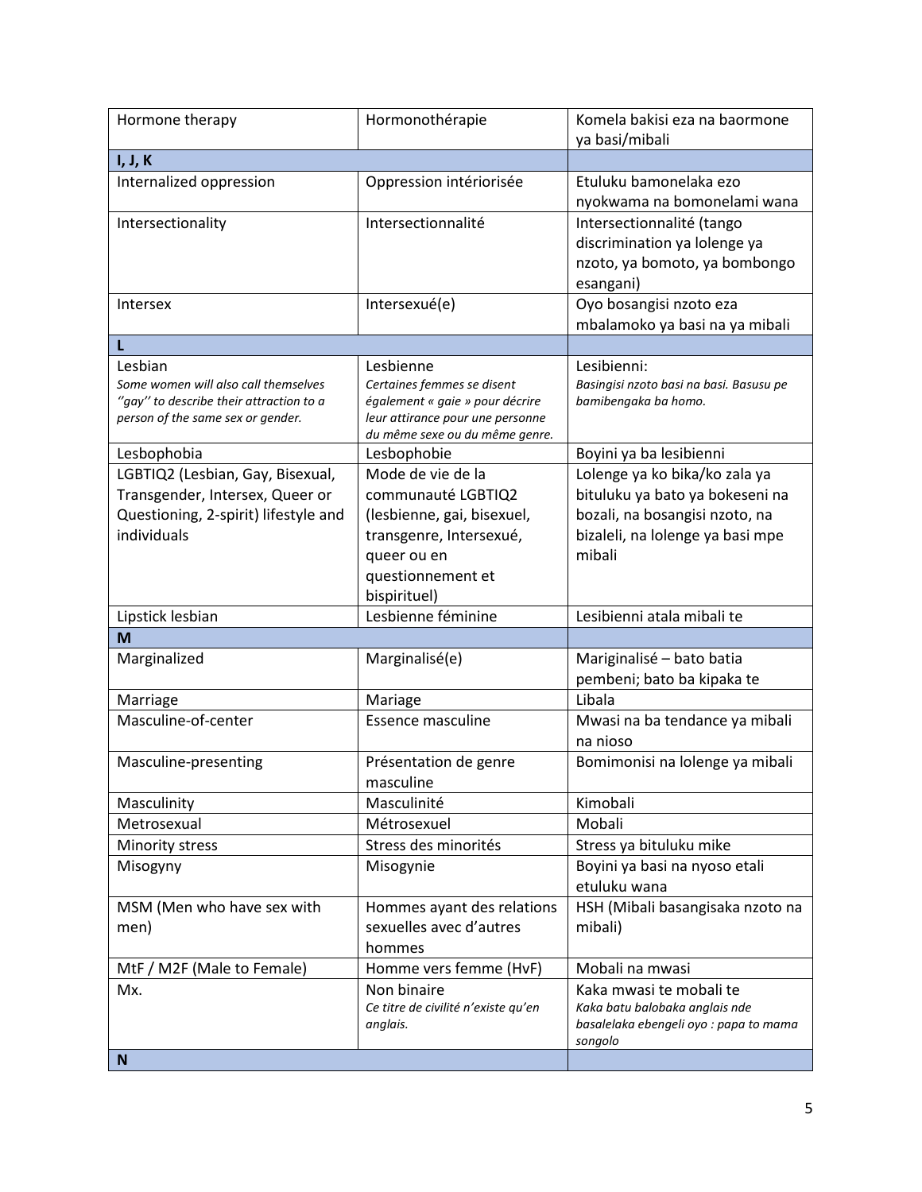| | | |
|---|---|---|
| Hormone therapy | Hormonothérapie | Komela bakisi eza na baormone ya basi/mibali |
| **I, J, K** | | |
| Internalized oppression | Oppression intériorisée | Etuluku bamonelaka ezo nyokwama na bomonelami wana |
| Intersectionality | Intersectionnalité | Intersectionnalité (tango discrimination ya lolenge ya nzoto, ya bomoto, ya bombongo esangani) |
| Intersex | Intersexué(e) | Oyo bosangisi nzoto eza mbalamoko ya basi na ya mibali |
| **L** | | |
| Lesbian<br>*Some women will also call themselves ''gay'' to describe their attraction to a person of the same sex or gender.* | Lesbienne<br>*Certaines femmes se disent également « gaie » pour décrire leur attirance pour une personne du même sexe ou du même genre.* | Lesibienni:<br>*Basingisi nzoto basi na basi. Basusu pe bamibengaka ba homo.* |
| Lesbophobia | Lesbophobie | Boyini ya ba lesibienni |
| LGBTIQ2 (Lesbian, Gay, Bisexual, Transgender, Intersex, Queer or Questioning, 2-spirit) lifestyle and individuals | Mode de vie de la communauté LGBTIQ2 (lesbienne, gai, bisexuel, transgenre, Intersexué, queer ou en questionnement et bispirituel) | Lolenge ya ko bika/ko zala ya bituluku ya bato ya bokeseni na bozali, na bosangisi nzoto, na bizaleli, na lolenge ya basi mpe mibali |
| Lipstick lesbian | Lesbienne féminine | Lesibienni atala mibali te |
| **M** | | |
| Marginalized | Marginalisé(e) | Mariginalisé – bato batia pembeni; bato ba kipaka te |
| Marriage | Mariage | Libala |
| Masculine-of-center | Essence masculine | Mwasi na ba tendance ya mibali na nioso |
| Masculine-presenting | Présentation de genre masculine | Bomimonisi na lolenge ya mibali |
| Masculinity | Masculinité | Kimobali |
| Metrosexual | Métrosexuel | Mobali |
| Minority stress | Stress des minorités | Stress ya bituluku mike |
| Misogyny | Misogynie | Boyini ya basi na nyoso etali etuluku wana |
| MSM (Men who have sex with men) | Hommes ayant des relations sexuelles avec d'autres hommes | HSH (Mibali basangisaka nzoto na mibali) |
| MtF / M2F (Male to Female) | Homme vers femme (HvF) | Mobali na mwasi |
| Mx. | Non binaire<br>*Ce titre de civilité n'existe qu'en anglais.* | Kaka mwasi te mobali te<br>*Kaka batu balobaka anglais nde basalelaka ebengeli oyo : papa to mama songolo* |
| **N** | | |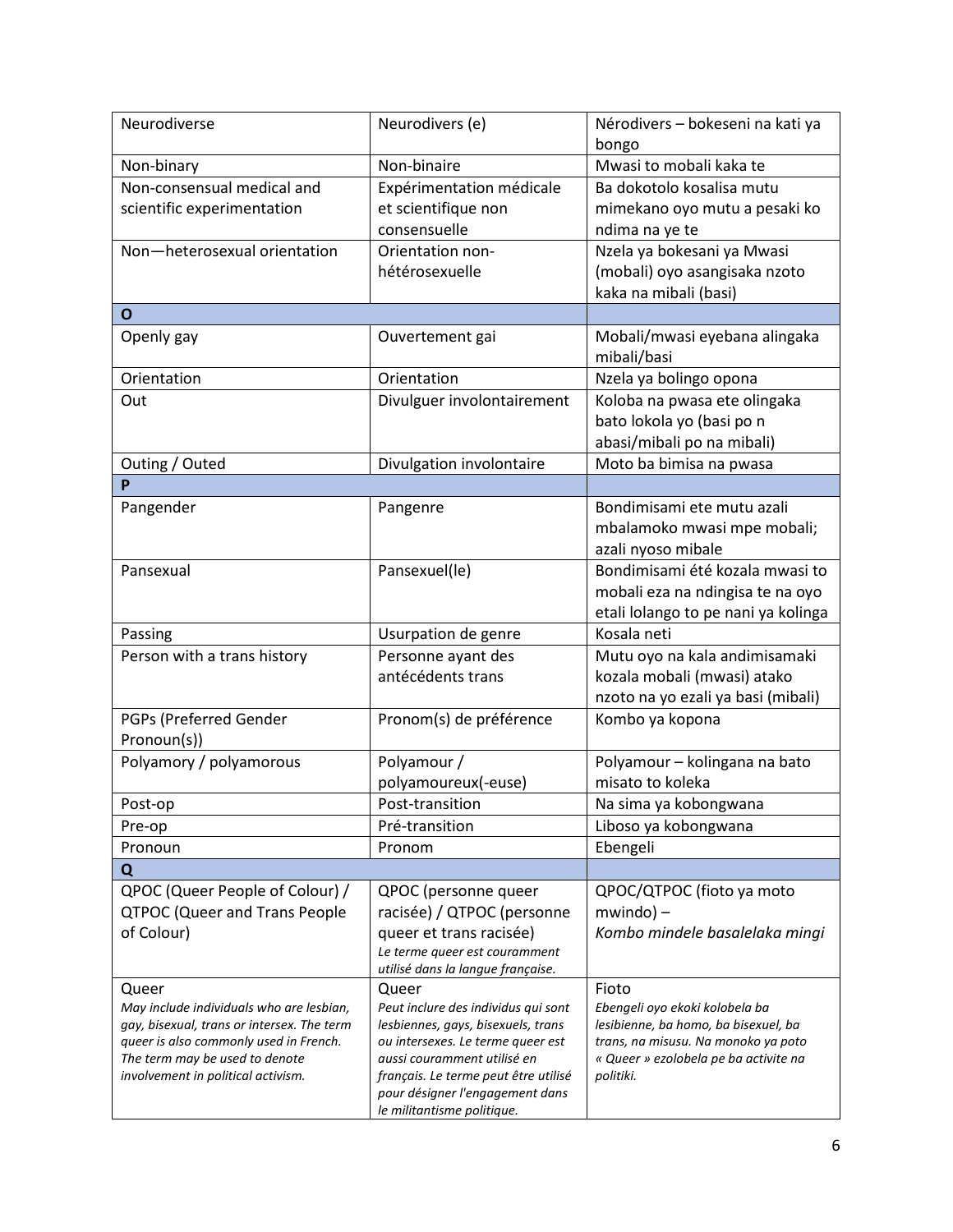| | | |
|---|---|---|
| Neurodiverse | Neurodivers (e) | Nérodivers – bokeseni na kati ya bongo |
| Non-binary | Non-binaire | Mwasi to mobali kaka te |
| Non-consensual medical and scientific experimentation | Expérimentation médicale et scientifique non consensuelle | Ba dokotolo kosalisa mutu mimekano oyo mutu a pesaki ko ndima na ye te |
| Non—heterosexual orientation | Orientation non-hétérosexuelle | Nzela ya bokesani ya Mwasi (mobali) oyo asangisaka nzoto kaka na mibali (basi) |
| **O** | | |
| Openly gay | Ouvertement gai | Mobali/mwasi eyebana alingaka mibali/basi |
| Orientation | Orientation | Nzela ya bolingo opona |
| Out | Divulguer involontairement | Koloba na pwasa ete olingaka bato lokola yo (basi po n abasi/mibali po na mibali) |
| Outing / Outed | Divulgation involontaire | Moto ba bimisa na pwasa |
| **P** | | |
| Pangender | Pangenre | Bondimisami ete mutu azali mbalamoko mwasi mpe mobali; azali nyoso mibale |
| Pansexual | Pansexuel(le) | Bondimisami été kozala mwasi to mobali eza na ndingisa te na oyo etali lolango to pe nani ya kolinga |
| Passing | Usurpation de genre | Kosala neti |
| Person with a trans history | Personne ayant des antécédents trans | Mutu oyo na kala andimisamaki kozala mobali (mwasi) atako nzoto na yo ezali ya basi (mibali) |
| PGPs (Preferred Gender Pronoun(s)) | Pronom(s) de préférence | Kombo ya kopona |
| Polyamory / polyamorous | Polyamour / polyamoureux(-euse) | Polyamour – kolingana na bato misato to koleka |
| Post-op | Post-transition | Na sima ya kobongwana |
| Pre-op | Pré-transition | Liboso ya kobongwana |
| Pronoun | Pronom | Ebengeli |
| **Q** | | |
| QPOC (Queer People of Colour) / QTPOC (Queer and Trans People of Colour) | QPOC (personne queer racisée) / QTPOC (personne queer et trans racisée) *Le terme queer est couramment utilisé dans la langue française.* | QPOC/QTPOC (fioto ya moto mwindo) – *Kombo mindele basalelaka mingi* |
| Queer *May include individuals who are lesbian, gay, bisexual, trans or intersex. The term queer is also commonly used in French. The term may be used to denote involvement in political activism.* | Queer *Peut inclure des individus qui sont lesbiennes, gays, bisexuels, trans ou intersexes. Le terme queer est aussi couramment utilisé en français. Le terme peut être utilisé pour désigner l'engagement dans le militantisme politique.* | Fioto *Ebengeli oyo ekoki kolobela ba lesibienne, ba homo, ba bisexuel, ba trans, na misusu. Na monoko ya poto « Queer » ezolobela pe ba activite na politiki.* |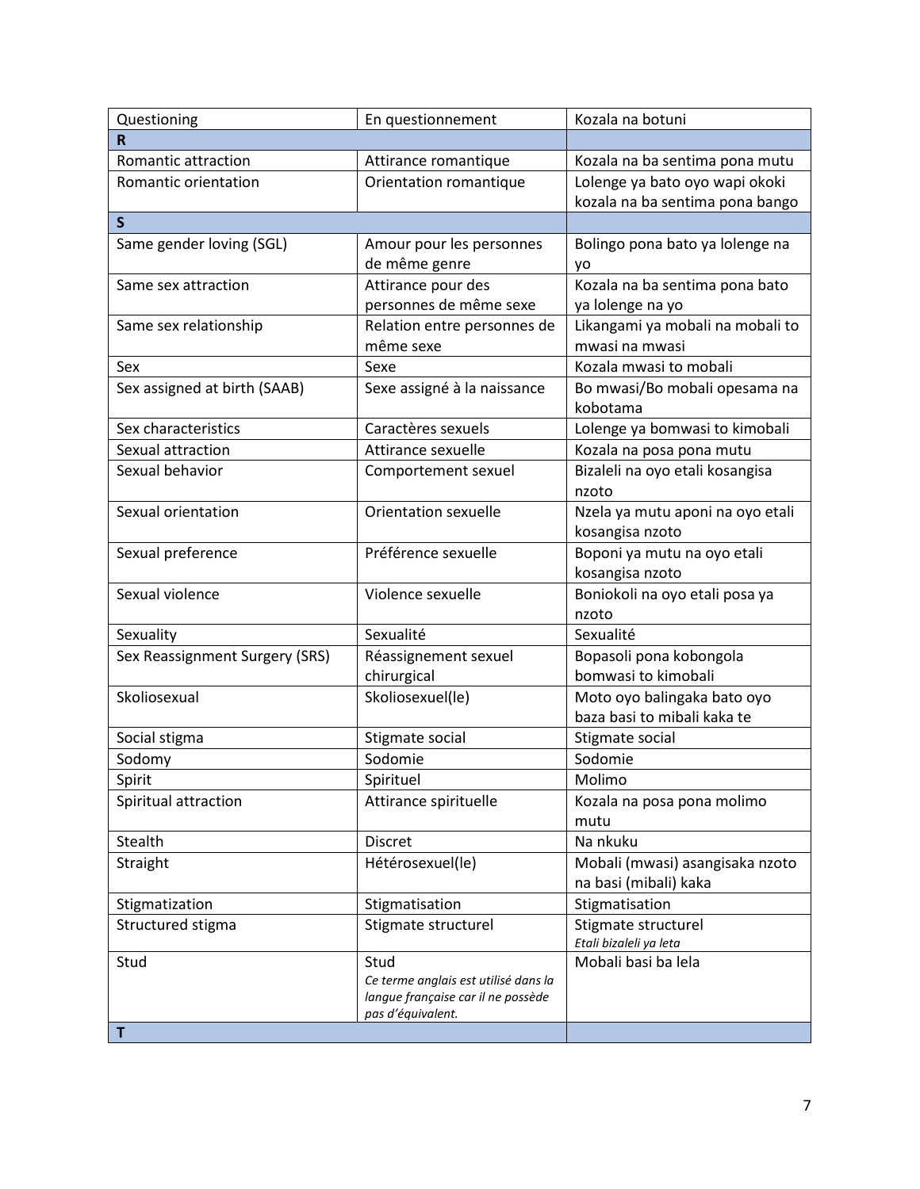| Questioning | En questionnement | Kozala na botuni |
|---|---|---|
| **R** | | |
| Romantic attraction | Attirance romantique | Kozala na ba sentima pona mutu |
| Romantic orientation | Orientation romantique | Lolenge ya bato oyo wapi okoki kozala na ba sentima pona bango |
| **S** | | |
| Same gender loving (SGL) | Amour pour les personnes de même genre | Bolingo pona bato ya lolenge na yo |
| Same sex attraction | Attirance pour des personnes de même sexe | Kozala na ba sentima pona bato ya lolenge na yo |
| Same sex relationship | Relation entre personnes de même sexe | Likangami ya mobali na mobali to mwasi na mwasi |
| Sex | Sexe | Kozala mwasi to mobali |
| Sex assigned at birth (SAAB) | Sexe assigné à la naissance | Bo mwasi/Bo mobali opesama na kobotama |
| Sex characteristics | Caractères sexuels | Lolenge ya bomwasi to kimobali |
| Sexual attraction | Attirance sexuelle | Kozala na posa pona mutu |
| Sexual behavior | Comportement sexuel | Bizaleli na oyo etali kosangisa nzoto |
| Sexual orientation | Orientation sexuelle | Nzela ya mutu aponi na oyo etali kosangisa nzoto |
| Sexual preference | Préférence sexuelle | Boponi ya mutu na oyo etali kosangisa nzoto |
| Sexual violence | Violence sexuelle | Boniokoli na oyo etali posa ya nzoto |
| Sexuality | Sexualité | Sexualité |
| Sex Reassignment Surgery (SRS) | Réassignement sexuel chirurgical | Bopasoli pona kobongola bomwasi to kimobali |
| Skoliosexual | Skoliosexuel(le) | Moto oyo balingaka bato oyo baza basi to mibali kaka te |
| Social stigma | Stigmate social | Stigmate social |
| Sodomy | Sodomie | Sodomie |
| Spirit | Spirituel | Molimo |
| Spiritual attraction | Attirance spirituelle | Kozala na posa pona molimo mutu |
| Stealth | Discret | Na nkuku |
| Straight | Hétérosexuel(le) | Mobali (mwasi) asangisaka nzoto na basi (mibali) kaka |
| Stigmatization | Stigmatisation | Stigmatisation |
| Structured stigma | Stigmate structurel | Stigmate structurel *Etali bizaleli ya leta* |
| Stud | Stud *Ce terme anglais est utilisé dans la langue française car il ne possède pas d'équivalent.* | Mobali basi ba lela |
| **T** | | |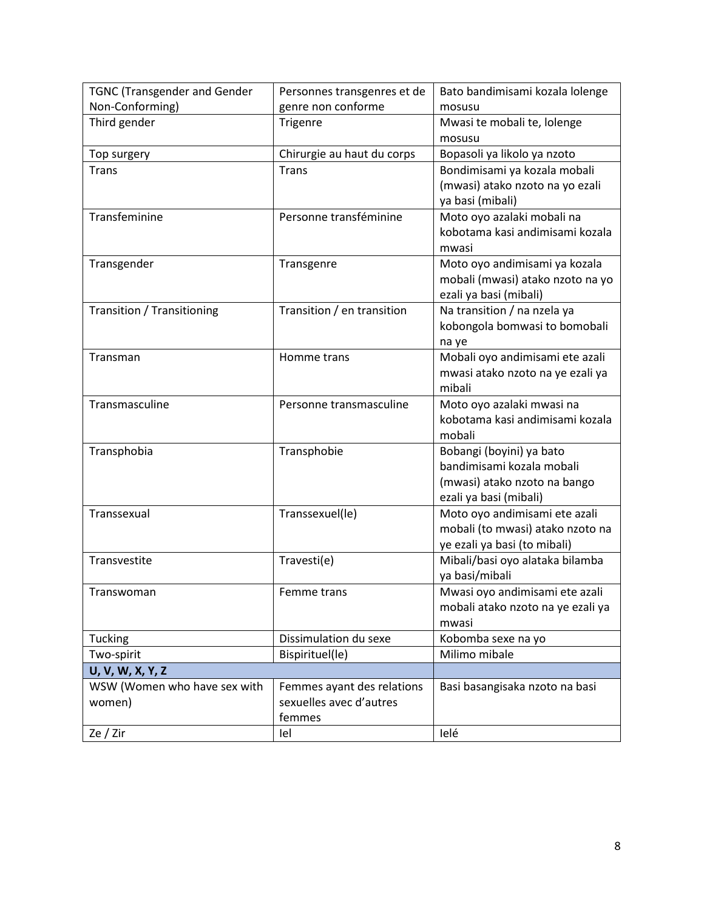| | | |
|---|---|---|
| TGNC (Transgender and Gender Non-Conforming) | Personnes transgenres et de genre non conforme | Bato bandimisami kozala lolenge mosusu |
| Third gender | Trigenre | Mwasi te mobali te, lolenge mosusu |
| Top surgery | Chirurgie au haut du corps | Bopasoli ya likolo ya nzoto |
| Trans | Trans | Bondimisami ya kozala mobali (mwasi) atako nzoto na yo ezali ya basi (mibali) |
| Transfeminine | Personne transféminine | Moto oyo azalaki mobali na kobotama kasi andimisami kozala mwasi |
| Transgender | Transgenre | Moto oyo andimisami ya kozala mobali (mwasi) atako nzoto na yo ezali ya basi (mibali) |
| Transition / Transitioning | Transition / en transition | Na transition / na nzela ya kobongola bomwasi to bomobali na ye |
| Transman | Homme trans | Mobali oyo andimisami ete azali mwasi atako nzoto na ye ezali ya mibali |
| Transmasculine | Personne transmasculine | Moto oyo azalaki mwasi na kobotama kasi andimisami kozala mobali |
| Transphobia | Transphobie | Bobangi (boyini) ya bato bandimisami kozala mobali (mwasi) atako nzoto na bango ezali ya basi (mibali) |
| Transsexual | Transsexuel(le) | Moto oyo andimisami ete azali mobali (to mwasi) atako nzoto na ye ezali ya basi (to mibali) |
| Transvestite | Travesti(e) | Mibali/basi oyo alataka bilamba ya basi/mibali |
| Transwoman | Femme trans | Mwasi oyo andimisami ete azali mobali atako nzoto na ye ezali ya mwasi |
| Tucking | Dissimulation du sexe | Kobomba sexe na yo |
| Two-spirit | Bispirituel(le) | Milimo mibale |
| **U, V, W, X, Y, Z** | | |
| WSW (Women who have sex with women) | Femmes ayant des relations sexuelles avec d'autres femmes | Basi basangisaka nzoto na basi |
| Ze / Zir | Iel | Ielé |